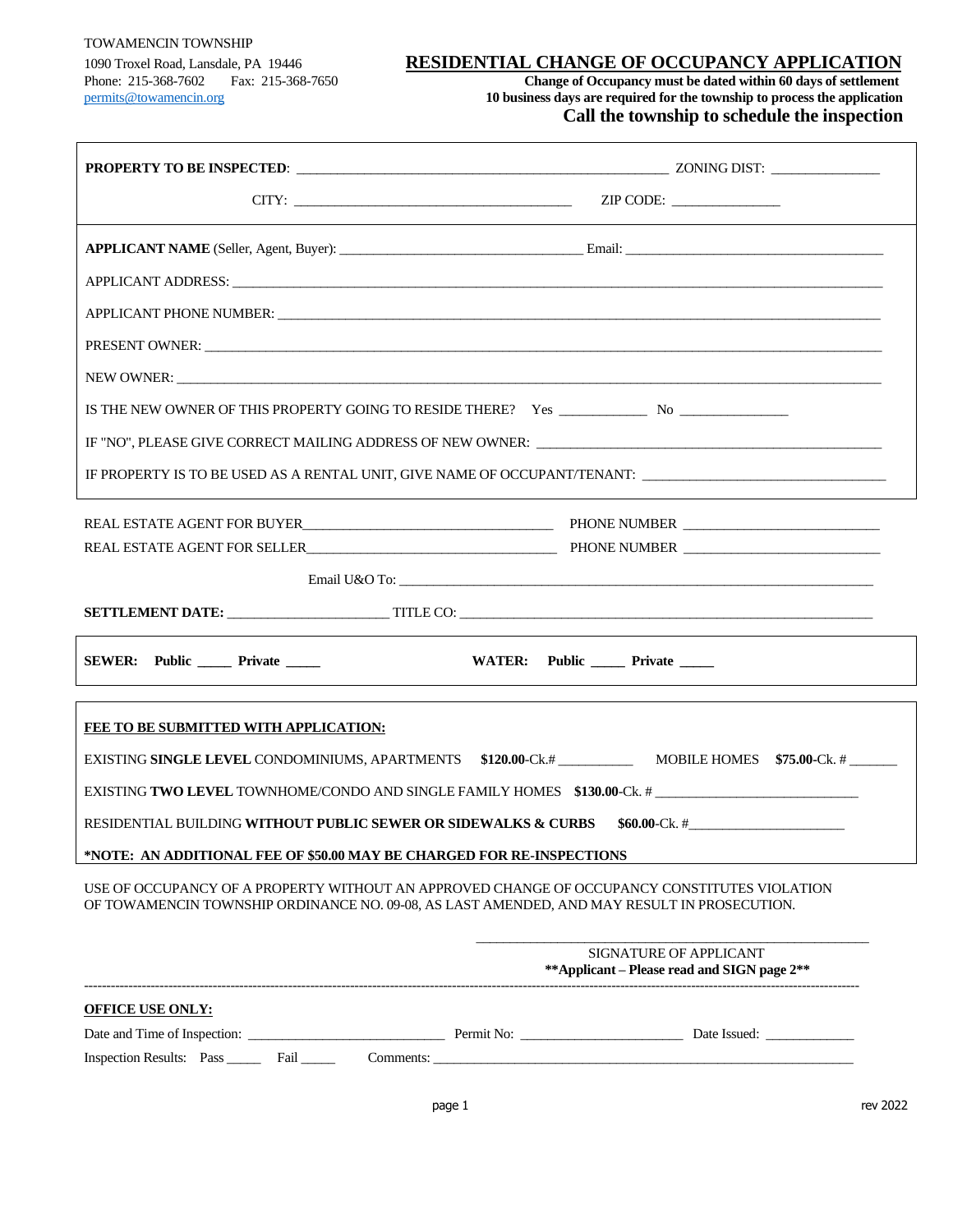TOWAMENCIN TOWNSHIP
1090 Troxel Road, Lansdale, PA 19446
Phone: 215-368-7602 Fax: 215-368-7650
permits@towamencin.org

# RESIDENTIAL CHANGE OF OCCUPANCY APPLICATION

**Change of Occupancy must be dated within 60 days of settlement**
**10 business days are required for the township to process the application**
**Call the township to schedule the inspection**

**PROPERTY TO BE INSPECTED**: ______________________________ ZONING DIST: ______________

CITY: ______________________________ ZIP CODE: ______________

**APPLICANT NAME** (Seller, Agent, Buyer): ______________________________ Email: ______________________________

APPLICANT ADDRESS: ______________________________

APPLICANT PHONE NUMBER: ______________________________

PRESENT OWNER: ______________________________

NEW OWNER: ______________________________

IS THE NEW OWNER OF THIS PROPERTY GOING TO RESIDE THERE? Yes ____________ No ______________

IF "NO", PLEASE GIVE CORRECT MAILING ADDRESS OF NEW OWNER: ______________________________

IF PROPERTY IS TO BE USED AS A RENTAL UNIT, GIVE NAME OF OCCUPANT/TENANT: ______________________________

REAL ESTATE AGENT FOR BUYER______________________________ PHONE NUMBER ______________________

REAL ESTATE AGENT FOR SELLER______________________________ PHONE NUMBER ______________________

Email U&O To: ______________________________

**SETTLEMENT DATE:** ______________________ TITLE CO: ______________________________

**SEWER: Public _____ Private _____** **WATER: Public _____ Private _____**

**FEE TO BE SUBMITTED WITH APPLICATION:**

EXISTING **SINGLE LEVEL** CONDOMINIUMS, APARTMENTS **$120.00**-Ck.# __________ MOBILE HOMES **$75.00**-Ck. # _______

EXISTING **TWO LEVEL** TOWNHOME/CONDO AND SINGLE FAMILY HOMES **$130.00**-Ck. # ______________________________

RESIDENTIAL BUILDING **WITHOUT PUBLIC SEWER OR SIDEWALKS & CURBS** **$60.00**-Ck. #______________________

***NOTE: AN ADDITIONAL FEE OF $50.00 MAY BE CHARGED FOR RE-INSPECTIONS**

USE OF OCCUPANCY OF A PROPERTY WITHOUT AN APPROVED CHANGE OF OCCUPANCY CONSTITUTES VIOLATION OF TOWAMENCIN TOWNSHIP ORDINANCE NO. 09-08, AS LAST AMENDED, AND MAY RESULT IN PROSECUTION.

______________________________
SIGNATURE OF APPLICANT
****Applicant – Please read and SIGN page 2****

---

**OFFICE USE ONLY:**

Date and Time of Inspection: ______________________ Permit No: ______________________ Date Issued: ____________

Inspection Results: Pass _____ Fail _____ Comments: ______________________________

rev 2022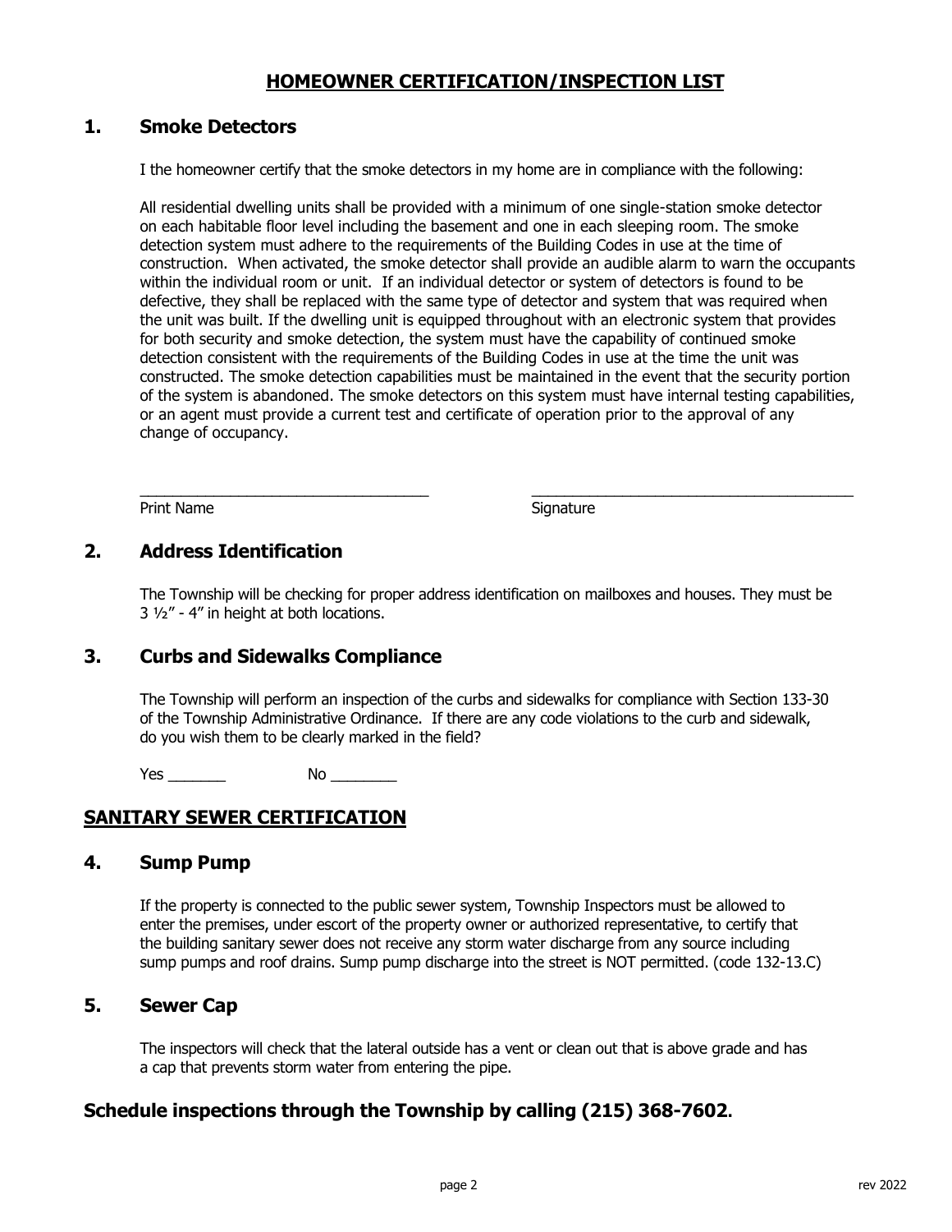# HOMEOWNER CERTIFICATION/INSPECTION LIST

## 1. Smoke Detectors

I the homeowner certify that the smoke detectors in my home are in compliance with the following:

All residential dwelling units shall be provided with a minimum of one single-station smoke detector on each habitable floor level including the basement and one in each sleeping room. The smoke detection system must adhere to the requirements of the Building Codes in use at the time of construction. When activated, the smoke detector shall provide an audible alarm to warn the occupants within the individual room or unit. If an individual detector or system of detectors is found to be defective, they shall be replaced with the same type of detector and system that was required when the unit was built. If the dwelling unit is equipped throughout with an electronic system that provides for both security and smoke detection, the system must have the capability of continued smoke detection consistent with the requirements of the Building Codes in use at the time the unit was constructed. The smoke detection capabilities must be maintained in the event that the security portion of the system is abandoned. The smoke detectors on this system must have internal testing capabilities, or an agent must provide a current test and certificate of operation prior to the approval of any change of occupancy.

___________________________________ ________________________________________

Print Name Signature

## 2. Address Identification

The Township will be checking for proper address identification on mailboxes and houses. They must be 3 ½" - 4" in height at both locations.

## 3. Curbs and Sidewalks Compliance

The Township will perform an inspection of the curbs and sidewalks for compliance with Section 133-30 of the Township Administrative Ordinance. If there are any code violations to the curb and sidewalk, do you wish them to be clearly marked in the field?

Yes _______ No ________

## SANITARY SEWER CERTIFICATION

## 4. Sump Pump

If the property is connected to the public sewer system, Township Inspectors must be allowed to enter the premises, under escort of the property owner or authorized representative, to certify that the building sanitary sewer does not receive any storm water discharge from any source including sump pumps and roof drains. Sump pump discharge into the street is NOT permitted. (code 132-13.C)

## 5. Sewer Cap

The inspectors will check that the lateral outside has a vent or clean out that is above grade and has a cap that prevents storm water from entering the pipe.

## Schedule inspections through the Township by calling (215) 368-7602.

rev 2022